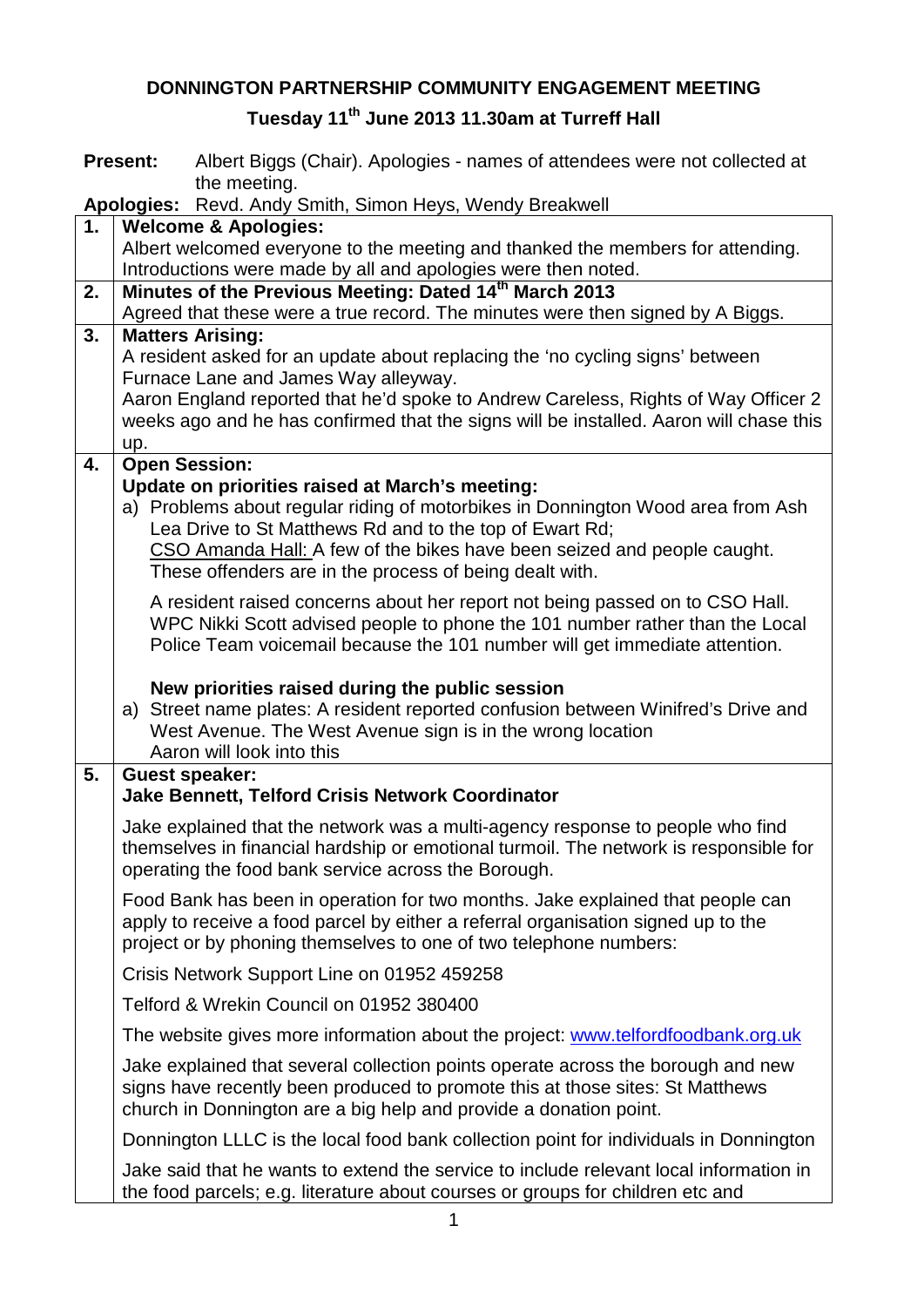# DONNINGTON PARTNERSHIP COMMUNITY ENGAGEMENT MEETING

## Tuesday 11th June 2013 11.30am at Turreff Hall

**Present:** Albert Biggs (Chair). Apologies - names of attendees were not collected at the meeting.

**Apologies:** Revd. Andy Smith, Simon Heys, Wendy Breakwell

| | |
|---|---|
| **1.** | **Welcome & Apologies:**<br>Albert welcomed everyone to the meeting and thanked the members for attending. Introductions were made by all and apologies were then noted. |
| **2.** | **Minutes of the Previous Meeting: Dated 14th March 2013**<br>Agreed that these were a true record. The minutes were then signed by A Biggs. |
| **3.** | **Matters Arising:**<br>A resident asked for an update about replacing the 'no cycling signs' between Furnace Lane and James Way alleyway.<br>Aaron England reported that he'd spoke to Andrew Careless, Rights of Way Officer 2 weeks ago and he has confirmed that the signs will be installed. Aaron will chase this up. |
| **4.** | **Open Session:**<br>**Update on priorities raised at March's meeting:**<br>a) Problems about regular riding of motorbikes in Donnington Wood area from Ash Lea Drive to St Matthews Rd and to the top of Ewart Rd;<br>CSO Amanda Hall: A few of the bikes have been seized and people caught. These offenders are in the process of being dealt with.<br><br>A resident raised concerns about her report not being passed on to CSO Hall. WPC Nikki Scott advised people to phone the 101 number rather than the Local Police Team voicemail because the 101 number will get immediate attention.<br><br>**New priorities raised during the public session**<br>a) Street name plates: A resident reported confusion between Winifred's Drive and West Avenue. The West Avenue sign is in the wrong location<br>Aaron will look into this |
| **5.** | **Guest speaker:**<br>**Jake Bennett, Telford Crisis Network Coordinator**<br><br>Jake explained that the network was a multi-agency response to people who find themselves in financial hardship or emotional turmoil. The network is responsible for operating the food bank service across the Borough.<br><br>Food Bank has been in operation for two months. Jake explained that people can apply to receive a food parcel by either a referral organisation signed up to the project or by phoning themselves to one of two telephone numbers:<br><br>Crisis Network Support Line on 01952 459258<br><br>Telford & Wrekin Council on 01952 380400<br><br>The website gives more information about the project: www.telfordfoodbank.org.uk<br><br>Jake explained that several collection points operate across the borough and new signs have recently been produced to promote this at those sites: St Matthews church in Donnington are a big help and provide a donation point.<br><br>Donnington LLLC is the local food bank collection point for individuals in Donnington<br><br>Jake said that he wants to extend the service to include relevant local information in the food parcels; e.g. literature about courses or groups for children etc and |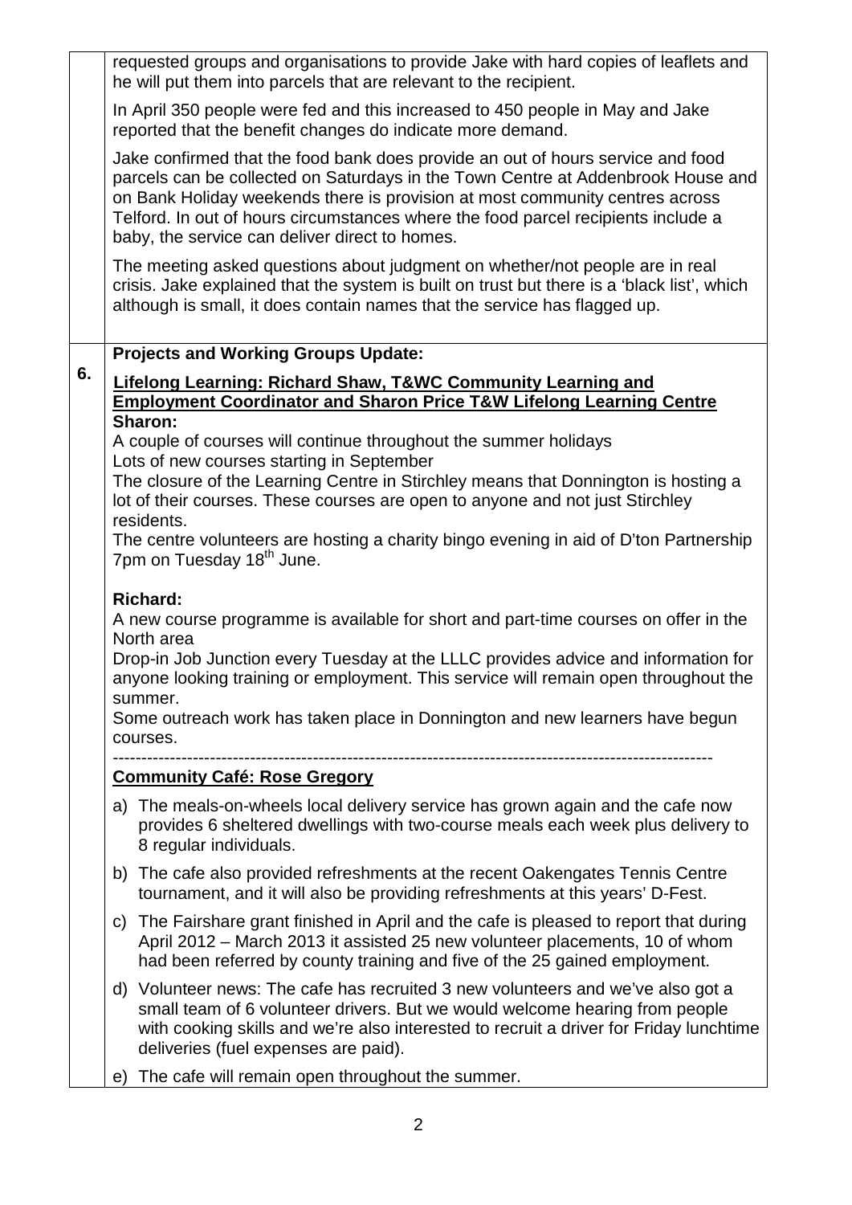requested groups and organisations to provide Jake with hard copies of leaflets and he will put them into parcels that are relevant to the recipient.

In April 350 people were fed and this increased to 450 people in May and Jake reported that the benefit changes do indicate more demand.

Jake confirmed that the food bank does provide an out of hours service and food parcels can be collected on Saturdays in the Town Centre at Addenbrook House and on Bank Holiday weekends there is provision at most community centres across Telford. In out of hours circumstances where the food parcel recipients include a baby, the service can deliver direct to homes.

The meeting asked questions about judgment on whether/not people are in real crisis. Jake explained that the system is built on trust but there is a 'black list', which although is small, it does contain names that the service has flagged up.

**6. Projects and Working Groups Update:**

**Lifelong Learning: Richard Shaw, T&WC Community Learning and Employment Coordinator and Sharon Price T&W Lifelong Learning Centre**

**Sharon:**

A couple of courses will continue throughout the summer holidays
Lots of new courses starting in September
The closure of the Learning Centre in Stirchley means that Donnington is hosting a lot of their courses. These courses are open to anyone and not just Stirchley residents.
The centre volunteers are hosting a charity bingo evening in aid of D'ton Partnership 7pm on Tuesday 18th June.

**Richard:**

A new course programme is available for short and part-time courses on offer in the North area
Drop-in Job Junction every Tuesday at the LLLC provides advice and information for anyone looking training or employment. This service will remain open throughout the summer.
Some outreach work has taken place in Donnington and new learners have begun courses.

---

**Community Café: Rose Gregory**

a) The meals-on-wheels local delivery service has grown again and the cafe now provides 6 sheltered dwellings with two-course meals each week plus delivery to 8 regular individuals.

b) The cafe also provided refreshments at the recent Oakengates Tennis Centre tournament, and it will also be providing refreshments at this years' D-Fest.

c) The Fairshare grant finished in April and the cafe is pleased to report that during April 2012 – March 2013 it assisted 25 new volunteer placements, 10 of whom had been referred by county training and five of the 25 gained employment.

d) Volunteer news: The cafe has recruited 3 new volunteers and we've also got a small team of 6 volunteer drivers. But we would welcome hearing from people with cooking skills and we're also interested to recruit a driver for Friday lunchtime deliveries (fuel expenses are paid).

e) The cafe will remain open throughout the summer.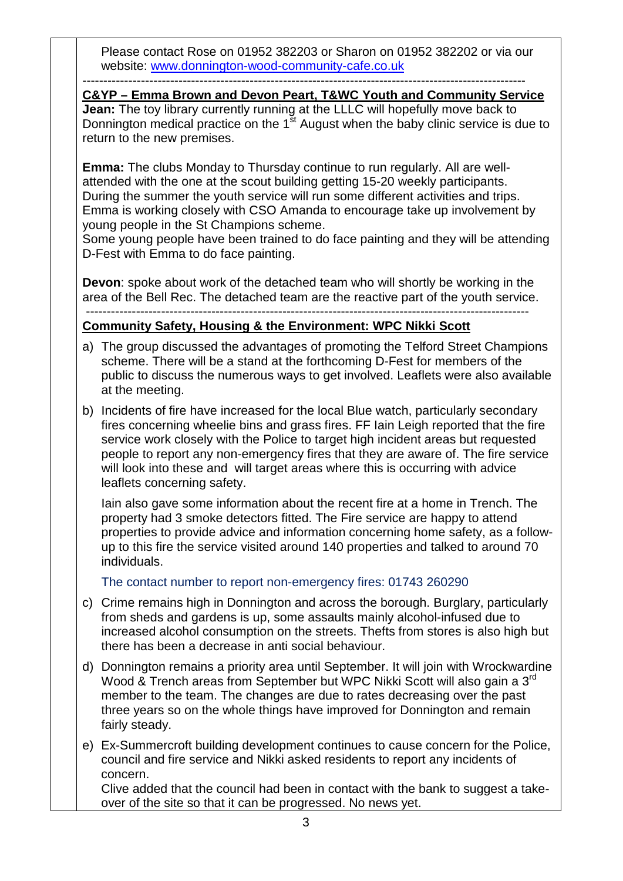Please contact Rose on 01952 382203 or Sharon on 01952 382202 or via our website: [www.donnington-wood-community-cafe.co.uk](http://www.donnington-wood-community-cafe.co.uk)

---

**C&YP – Emma Brown and Devon Peart, T&WC Youth and Community Service**

**Jean:** The toy library currently running at the LLLC will hopefully move back to Donnington medical practice on the 1st August when the baby clinic service is due to return to the new premises.

**Emma:** The clubs Monday to Thursday continue to run regularly. All are well-attended with the one at the scout building getting 15-20 weekly participants. During the summer the youth service will run some different activities and trips. Emma is working closely with CSO Amanda to encourage take up involvement by young people in the St Champions scheme.
Some young people have been trained to do face painting and they will be attending D-Fest with Emma to do face painting.

**Devon**: spoke about work of the detached team who will shortly be working in the area of the Bell Rec. The detached team are the reactive part of the youth service.

---

**Community Safety, Housing & the Environment: WPC Nikki Scott**

a) The group discussed the advantages of promoting the Telford Street Champions scheme. There will be a stand at the forthcoming D-Fest for members of the public to discuss the numerous ways to get involved. Leaflets were also available at the meeting.

b) Incidents of fire have increased for the local Blue watch, particularly secondary fires concerning wheelie bins and grass fires. FF Iain Leigh reported that the fire service work closely with the Police to target high incident areas but requested people to report any non-emergency fires that they are aware of. The fire service will look into these and will target areas where this is occurring with advice leaflets concerning safety.

   Iain also gave some information about the recent fire at a home in Trench. The property had 3 smoke detectors fitted. The Fire service are happy to attend properties to provide advice and information concerning home safety, as a follow-up to this fire the service visited around 140 properties and talked to around 70 individuals.

   The contact number to report non-emergency fires: 01743 260290

c) Crime remains high in Donnington and across the borough. Burglary, particularly from sheds and gardens is up, some assaults mainly alcohol-infused due to increased alcohol consumption on the streets. Thefts from stores is also high but there has been a decrease in anti social behaviour.

d) Donnington remains a priority area until September. It will join with Wrockwardine Wood & Trench areas from September but WPC Nikki Scott will also gain a 3rd member to the team. The changes are due to rates decreasing over the past three years so on the whole things have improved for Donnington and remain fairly steady.

e) Ex-Summercroft building development continues to cause concern for the Police, council and fire service and Nikki asked residents to report any incidents of concern.
   Clive added that the council had been in contact with the bank to suggest a take-over of the site so that it can be progressed. No news yet.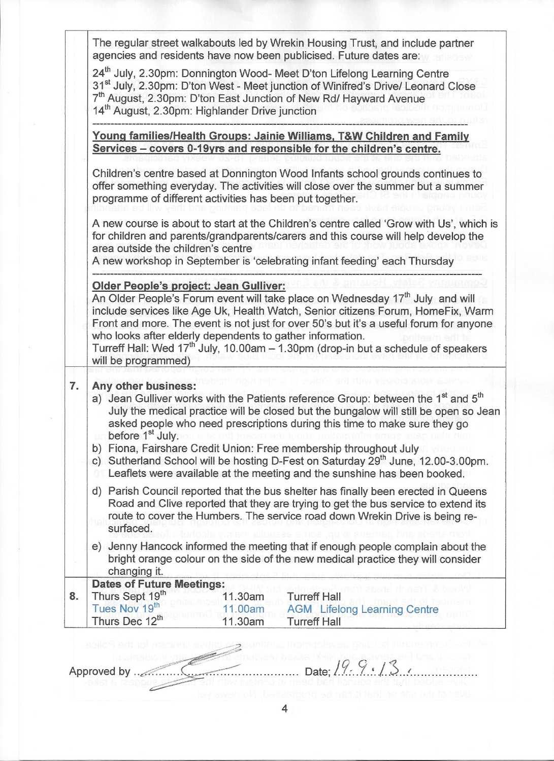The regular street walkabouts led by Wrekin Housing Trust, and include partner agencies and residents have now been publicised. Future dates are:

24th July, 2.30pm: Donnington Wood- Meet D'ton Lifelong Learning Centre
31st July, 2.30pm: D'ton West - Meet junction of Winifred's Drive/ Leonard Close
7th August, 2.30pm: D'ton East Junction of New Rd/ Hayward Avenue
14th August, 2.30pm: Highlander Drive junction

---

**Young families/Health Groups: Jainie Williams, T&W Children and Family Services – covers 0-19yrs and responsible for the children's centre.**

Children's centre based at Donnington Wood Infants school grounds continues to offer something everyday. The activities will close over the summer but a summer programme of different activities has been put together.

A new course is about to start at the Children's centre called 'Grow with Us', which is for children and parents/grandparents/carers and this course will help develop the area outside the children's centre
A new workshop in September is 'celebrating infant feeding' each Thursday

---

**Older People's project: Jean Gulliver:**
An Older People's Forum event will take place on Wednesday 17th July and will include services like Age Uk, Health Watch, Senior citizens Forum, HomeFix, Warm Front and more. The event is not just for over 50's but it's a useful forum for anyone who looks after elderly dependents to gather information.
Turreff Hall: Wed 17th July, 10.00am – 1.30pm (drop-in but a schedule of speakers will be programmed)

**7. Any other business:**

a) Jean Gulliver works with the Patients reference Group: between the 1st and 5th July the medical practice will be closed but the bungalow will still be open so Jean asked people who need prescriptions during this time to make sure they go before 1st July.
b) Fiona, Fairshare Credit Union: Free membership throughout July
c) Sutherland School will be hosting D-Fest on Saturday 29th June, 12.00-3.00pm. Leaflets were available at the meeting and the sunshine has been booked.
d) Parish Council reported that the bus shelter has finally been erected in Queens Road and Clive reported that they are trying to get the bus service to extend its route to cover the Humbers. The service road down Wrekin Drive is being re-surfaced.
e) Jenny Hancock informed the meeting that if enough people complain about the bright orange colour on the side of the new medical practice they will consider changing it.

**8. Dates of Future Meetings:**

| | | |
|---|---|---|
| Thurs Sept 19th | 11.30am | Turreff Hall |
| Tues Nov 19th | 11.00am | AGM Lifelong Learning Centre |
| Thurs Dec 12th | 11.30am | Turreff Hall |

Approved by .................................... Date; 19.9.13